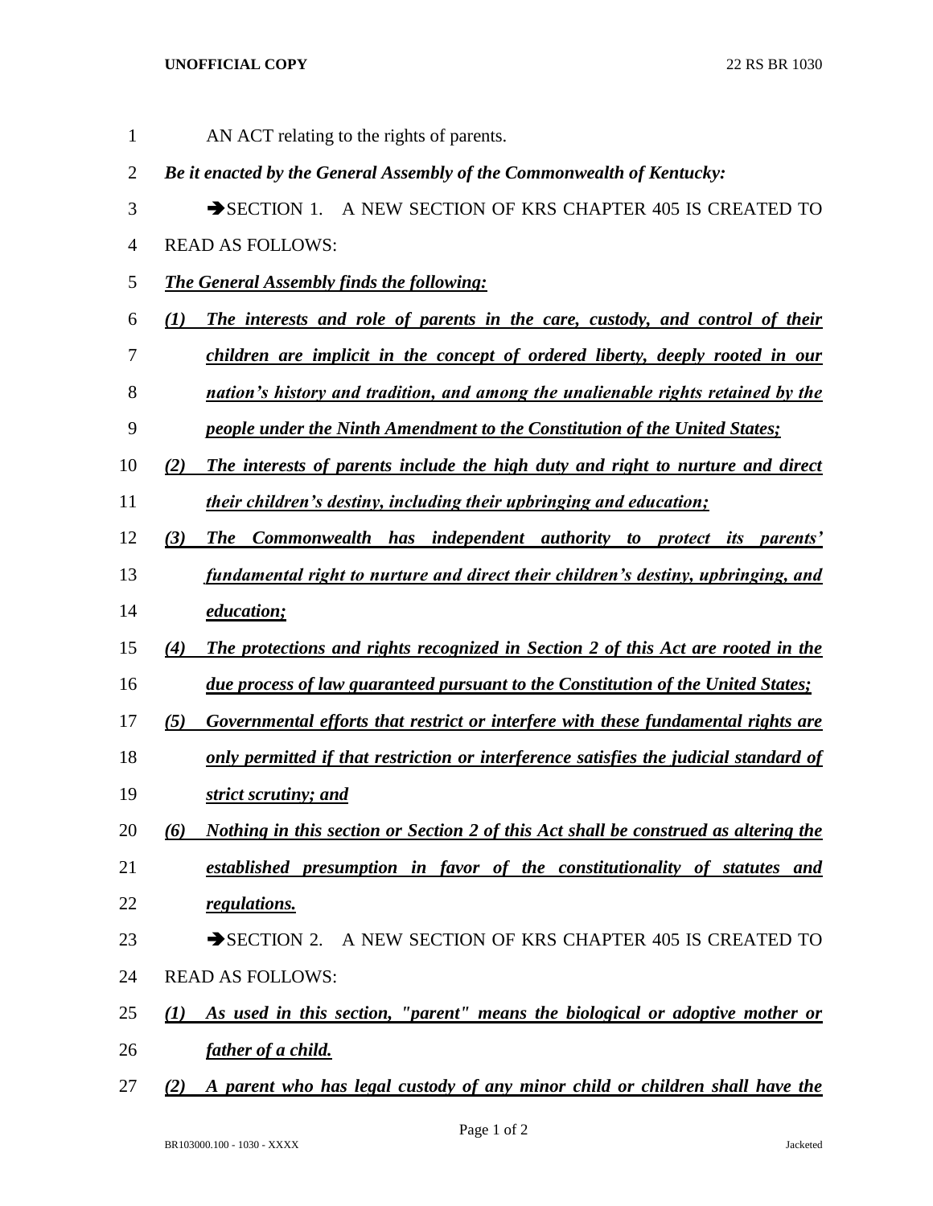AN ACT relating to the rights of parents.

***Be it enacted by the General Assembly of the Commonwealth of Kentucky:***

➔SECTION 1. A NEW SECTION OF KRS CHAPTER 405 IS CREATED TO READ AS FOLLOWS:

***The General Assembly finds the following:***

***(1) The interests and role of parents in the care, custody, and control of their children are implicit in the concept of ordered liberty, deeply rooted in our nation's history and tradition, and among the unalienable rights retained by the people under the Ninth Amendment to the Constitution of the United States;***

***(2) The interests of parents include the high duty and right to nurture and direct their children's destiny, including their upbringing and education;***

***(3) The Commonwealth has independent authority to protect its parents' fundamental right to nurture and direct their children's destiny, upbringing, and education;***

***(4) The protections and rights recognized in Section 2 of this Act are rooted in the due process of law guaranteed pursuant to the Constitution of the United States;***

***(5) Governmental efforts that restrict or interfere with these fundamental rights are only permitted if that restriction or interference satisfies the judicial standard of strict scrutiny; and***

***(6) Nothing in this section or Section 2 of this Act shall be construed as altering the established presumption in favor of the constitutionality of statutes and regulations.***

➔SECTION 2. A NEW SECTION OF KRS CHAPTER 405 IS CREATED TO READ AS FOLLOWS:

***(1) As used in this section, "parent" means the biological or adoptive mother or father of a child.***

***(2) A parent who has legal custody of any minor child or children shall have the***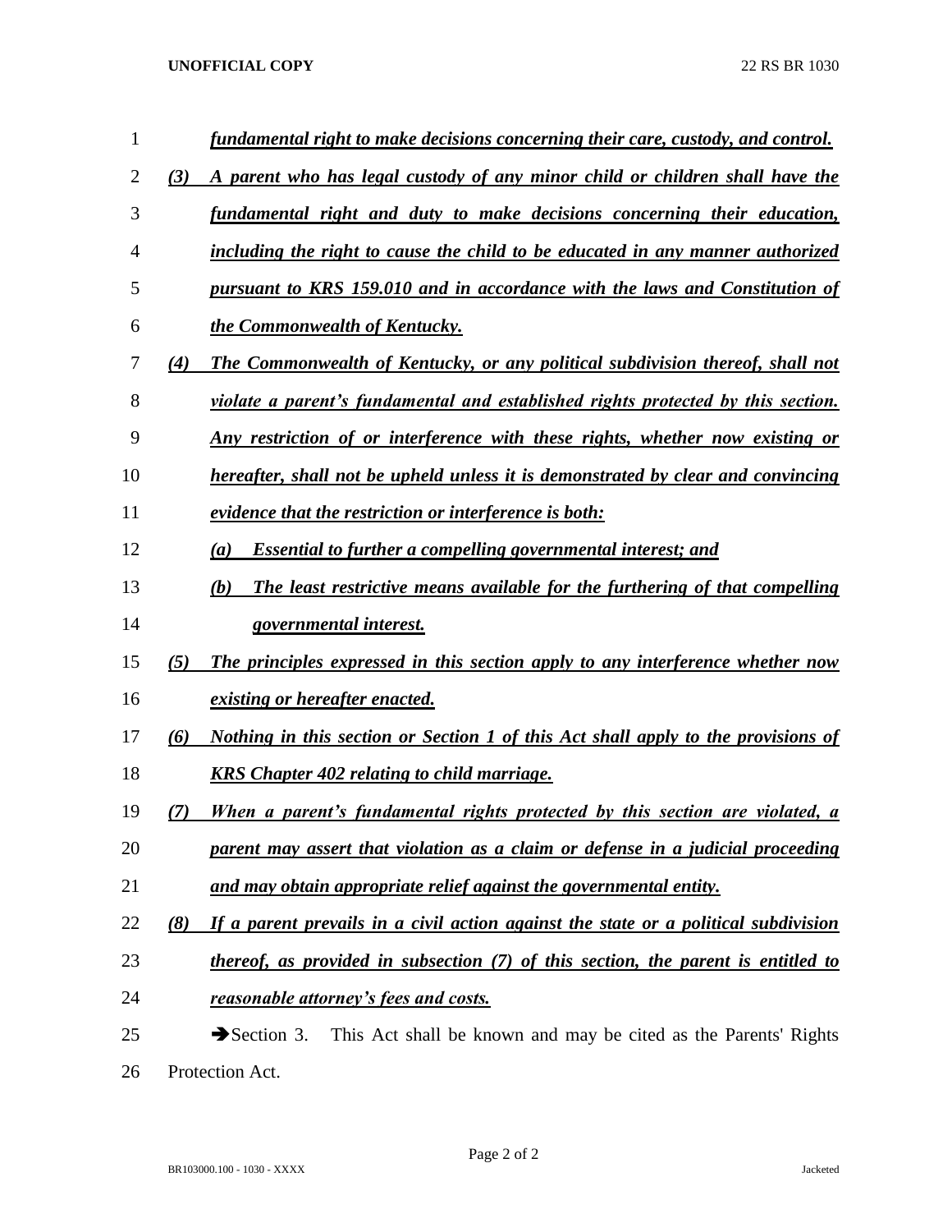***fundamental right to make decisions concerning their care, custody, and control.***

***(3) A parent who has legal custody of any minor child or children shall have the fundamental right and duty to make decisions concerning their education, including the right to cause the child to be educated in any manner authorized pursuant to KRS 159.010 and in accordance with the laws and Constitution of the Commonwealth of Kentucky.***

***(4) The Commonwealth of Kentucky, or any political subdivision thereof, shall not violate a parent's fundamental and established rights protected by this section. Any restriction of or interference with these rights, whether now existing or hereafter, shall not be upheld unless it is demonstrated by clear and convincing evidence that the restriction or interference is both:***

***(a) Essential to further a compelling governmental interest; and***

***(b) The least restrictive means available for the furthering of that compelling governmental interest.***

***(5) The principles expressed in this section apply to any interference whether now existing or hereafter enacted.***

***(6) Nothing in this section or Section 1 of this Act shall apply to the provisions of KRS Chapter 402 relating to child marriage.***

***(7) When a parent's fundamental rights protected by this section are violated, a parent may assert that violation as a claim or defense in a judicial proceeding and may obtain appropriate relief against the governmental entity.***

***(8) If a parent prevails in a civil action against the state or a political subdivision thereof, as provided in subsection (7) of this section, the parent is entitled to reasonable attorney's fees and costs.***

➔Section 3. This Act shall be known and may be cited as the Parents' Rights Protection Act.